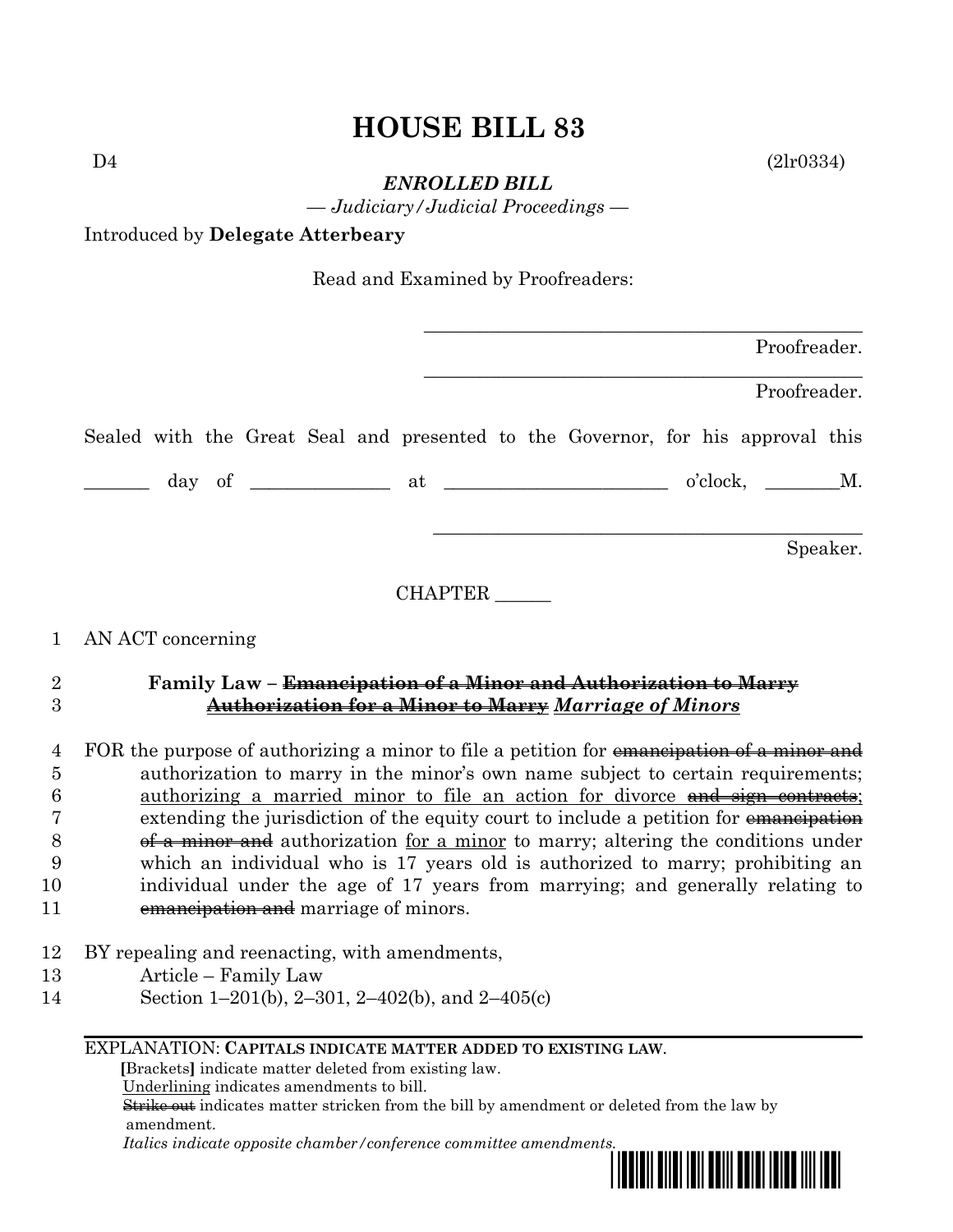# HOUSE BILL 83

D4 (2lr0334)

***ENROLLED BILL***

*— Judiciary/Judicial Proceedings —*

Introduced by **Delegate Atterbeary**

Read and Examined by Proofreaders:

_______________________________________________ Proofreader.

_______________________________________________ Proofreader.

Sealed with the Great Seal and presented to the Governor, for his approval this

_______ day of ______________ at ________________________ o'clock, ________M.

_______________________________________________ Speaker.

CHAPTER ______

1 AN ACT concerning

2 **Family Law – ~~Emancipation of a Minor and Authorization to Marry~~**
3 **<u>~~Authorization for a Minor to Marry~~</u>** ***<u>Marriage of Minors</u>***

4 FOR the purpose of authorizing a minor to file a petition for ~~emancipation of a minor and~~
5 authorization to marry in the minor's own name subject to certain requirements;
6 <u>authorizing a married minor to file an action for divorce ~~and sign contracts~~;</u>
7 extending the jurisdiction of the equity court to include a petition for ~~emancipation~~
8 ~~of a minor and~~ authorization <u>for a minor</u> to marry; altering the conditions under
9 which an individual who is 17 years old is authorized to marry; prohibiting an
10 individual under the age of 17 years from marrying; and generally relating to
11 ~~emancipation and~~ marriage of minors.

12 BY repealing and reenacting, with amendments,
13 Article – Family Law
14 Section 1–201(b), 2–301, 2–402(b), and 2–405(c)

EXPLANATION: **CAPITALS INDICATE MATTER ADDED TO EXISTING LAW.**
**[**Brackets**]** indicate matter deleted from existing law.
<u>Underlining</u> indicates amendments to bill.
~~Strike out~~ indicates matter stricken from the bill by amendment or deleted from the law by amendment.
*Italics indicate opposite chamber/conference committee amendments.*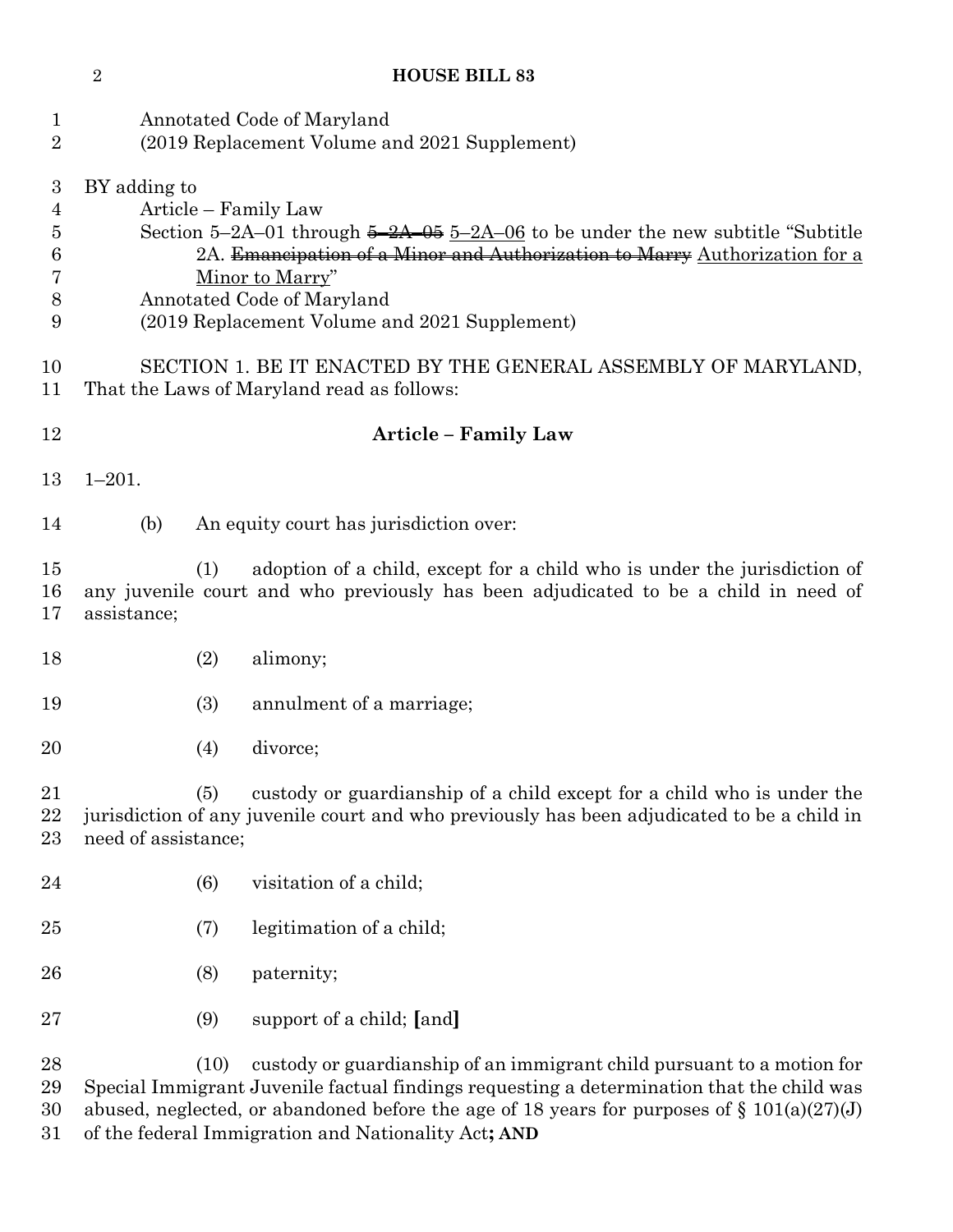Annotated Code of Maryland
(2019 Replacement Volume and 2021 Supplement)

BY adding to
Article – Family Law
Section 5–2A–01 through ~~5–2A–05~~ <u>5–2A–06</u> to be under the new subtitle "Subtitle 2A. ~~Emancipation of a Minor and Authorization to Marry~~ <u>Authorization for a Minor to Marry</u>"
Annotated Code of Maryland
(2019 Replacement Volume and 2021 Supplement)

SECTION 1. BE IT ENACTED BY THE GENERAL ASSEMBLY OF MARYLAND, That the Laws of Maryland read as follows:

**Article – Family Law**

1–201.

(b) An equity court has jurisdiction over:

(1) adoption of a child, except for a child who is under the jurisdiction of any juvenile court and who previously has been adjudicated to be a child in need of assistance;

(2) alimony;

(3) annulment of a marriage;

(4) divorce;

(5) custody or guardianship of a child except for a child who is under the jurisdiction of any juvenile court and who previously has been adjudicated to be a child in need of assistance;

(6) visitation of a child;

(7) legitimation of a child;

(8) paternity;

(9) support of a child; **[**and**]**

(10) custody or guardianship of an immigrant child pursuant to a motion for Special Immigrant Juvenile factual findings requesting a determination that the child was abused, neglected, or abandoned before the age of 18 years for purposes of § 101(a)(27)(J) of the federal Immigration and Nationality Act**; AND**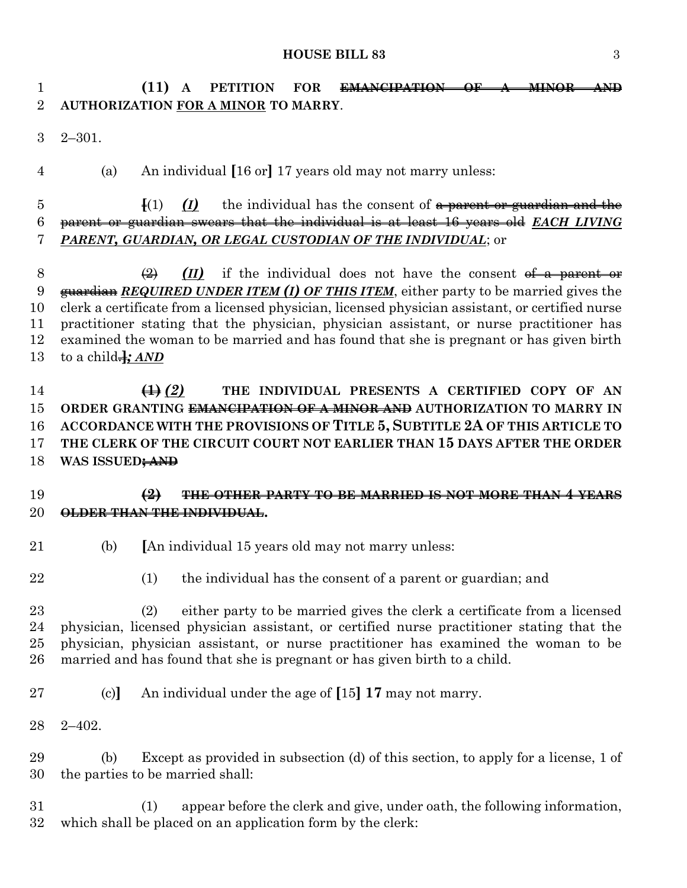**(11) A PETITION FOR ~~EMANCIPATION OF A MINOR AND~~ AUTHORIZATION FOR A MINOR TO MARRY**.

2–301.

(a) An individual **[**16 or**]** 17 years old may not marry unless:

**[**(1) ***(I)*** the individual has the consent of ~~a parent or guardian and the parent or guardian swears that the individual is at least 16 years old~~ ***EACH LIVING PARENT, GUARDIAN, OR LEGAL CUSTODIAN OF THE INDIVIDUAL***; or

~~(2)~~ ***(II)*** if the individual does not have the consent ~~of a parent or guardian~~ ***REQUIRED UNDER ITEM (I) OF THIS ITEM***, either party to be married gives the clerk a certificate from a licensed physician, licensed physician assistant, or certified nurse practitioner stating that the physician, physician assistant, or nurse practitioner has examined the woman to be married and has found that she is pregnant or has given birth to a child~~.~~**]*****; AND***

~~**(1)**~~ ***(2)*** **THE INDIVIDUAL PRESENTS A CERTIFIED COPY OF AN ORDER GRANTING ~~EMANCIPATION OF A MINOR AND~~ AUTHORIZATION TO MARRY IN ACCORDANCE WITH THE PROVISIONS OF TITLE 5, SUBTITLE 2A OF THIS ARTICLE TO THE CLERK OF THE CIRCUIT COURT NOT EARLIER THAN 15 DAYS AFTER THE ORDER WAS ISSUED~~; AND~~**

~~**(2) THE OTHER PARTY TO BE MARRIED IS NOT MORE THAN 4 YEARS OLDER THAN THE INDIVIDUAL.**~~

(b) **[**An individual 15 years old may not marry unless:

(1) the individual has the consent of a parent or guardian; and

(2) either party to be married gives the clerk a certificate from a licensed physician, licensed physician assistant, or certified nurse practitioner stating that the physician, physician assistant, or nurse practitioner has examined the woman to be married and has found that she is pregnant or has given birth to a child.

(c)**]** An individual under the age of **[**15**] 17** may not marry.

2–402.

(b) Except as provided in subsection (d) of this section, to apply for a license, 1 of the parties to be married shall:

(1) appear before the clerk and give, under oath, the following information, which shall be placed on an application form by the clerk: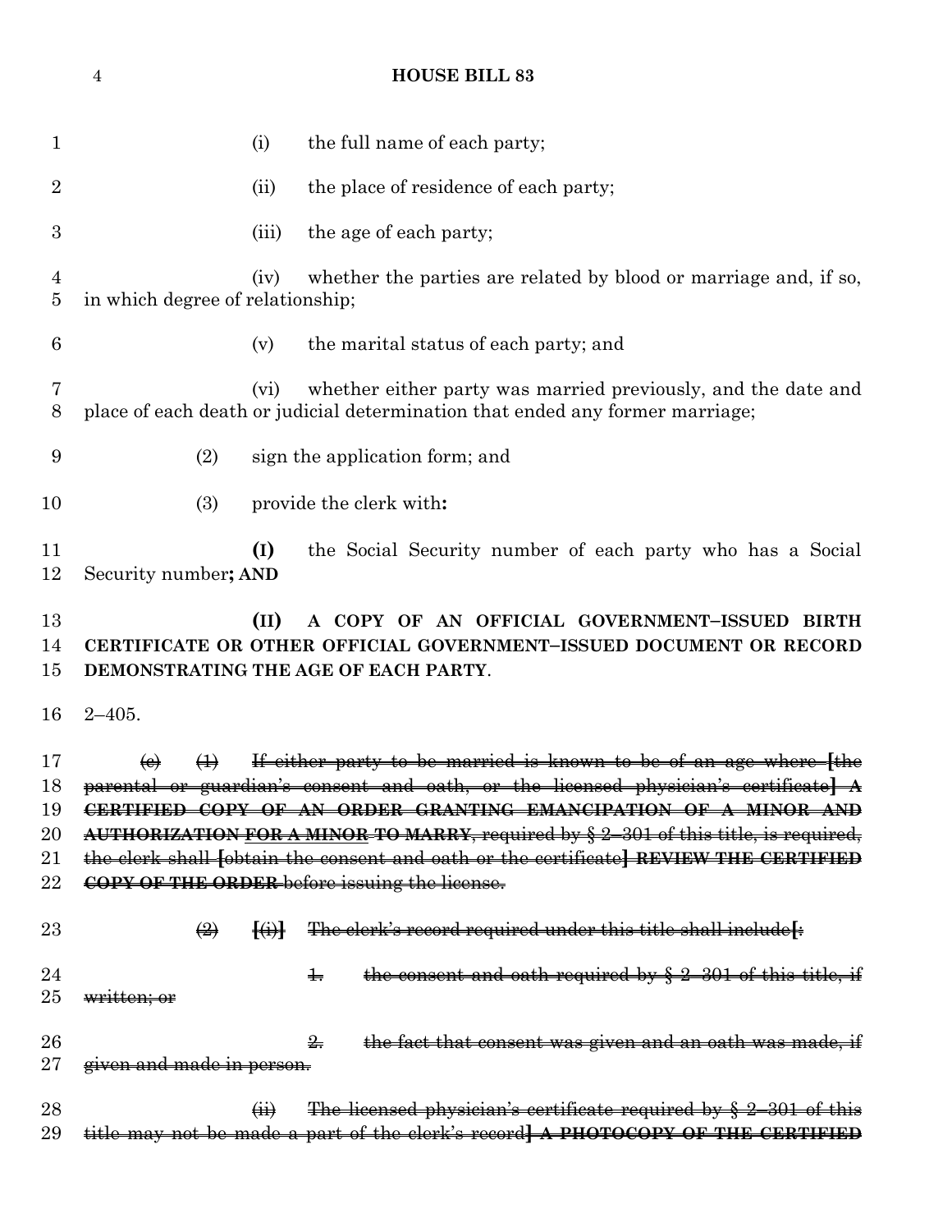(i) the full name of each party;

(ii) the place of residence of each party;

(iii) the age of each party;

(iv) whether the parties are related by blood or marriage and, if so, in which degree of relationship;

(v) the marital status of each party; and

(vi) whether either party was married previously, and the date and place of each death or judicial determination that ended any former marriage;

(2) sign the application form; and

(3) provide the clerk with**:**

**(I)** the Social Security number of each party who has a Social Security number**; AND**

**(II) A COPY OF AN OFFICIAL GOVERNMENT–ISSUED BIRTH CERTIFICATE OR OTHER OFFICIAL GOVERNMENT–ISSUED DOCUMENT OR RECORD DEMONSTRATING THE AGE OF EACH PARTY**.

2–405.

~~(c) (1) If either party to be married is known to be of an age where [the parental or guardian's consent and oath, or the licensed physician's certificate]~~ ~~**A CERTIFIED COPY OF AN ORDER GRANTING EMANCIPATION OF A MINOR AND AUTHORIZATION FOR A MINOR TO MARRY**~~~~, required by § 2–301 of this title, is required, the clerk shall [obtain the consent and oath or the certificate]~~ ~~**REVIEW THE CERTIFIED COPY OF THE ORDER**~~ ~~before issuing the license.~~

~~(2) [(i)] The clerk's record required under this title shall include[:~~

~~1. the consent and oath required by § 2–301 of this title, if written; or~~

~~2. the fact that consent was given and an oath was made, if given and made in person.~~

~~(ii) The licensed physician's certificate required by § 2–301 of this title may not be made a part of the clerk's record]~~ ~~**A PHOTOCOPY OF THE CERTIFIED**~~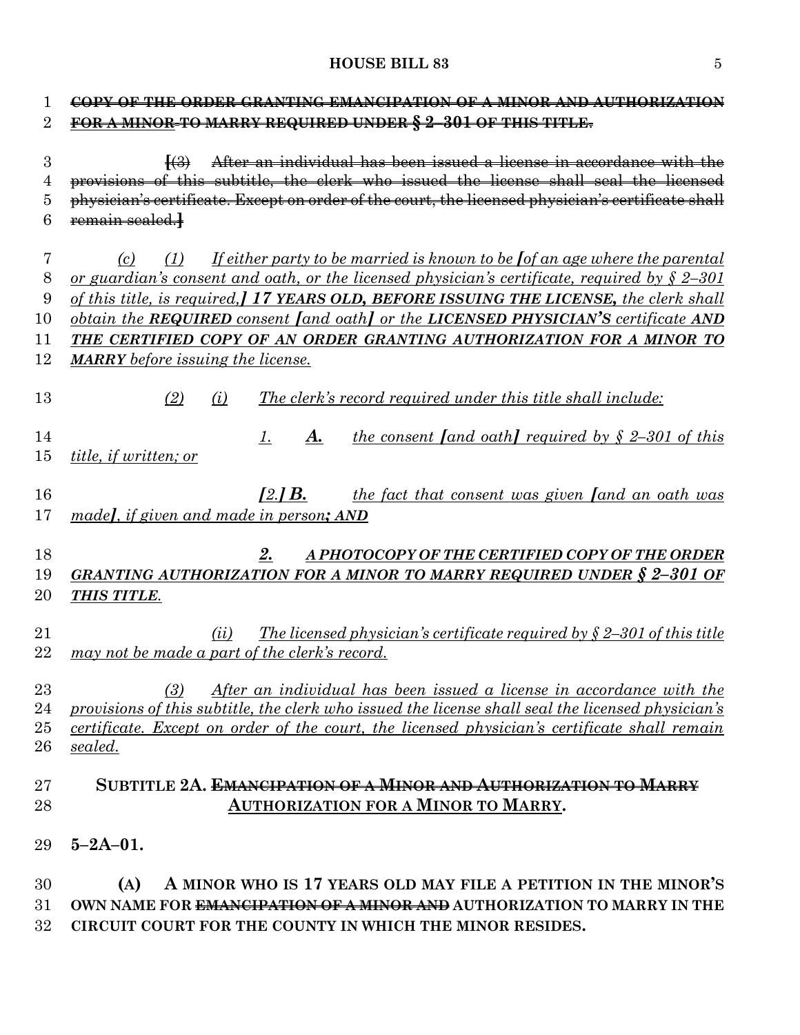~~COPY OF THE ORDER GRANTING EMANCIPATION OF A MINOR AND AUTHORIZATION FOR A MINOR TO MARRY REQUIRED UNDER § 2–301 OF THIS TITLE.~~

~~[(3) After an individual has been issued a license in accordance with the provisions of this subtitle, the clerk who issued the license shall seal the licensed physician's certificate. Except on order of the court, the licensed physician's certificate shall remain sealed.]~~

*(c) (1) If either party to be married is known to be [of an age where the parental or guardian's consent and oath, or the licensed physician's certificate, required by § 2–301 of this title, is required,]* ***17 YEARS OLD, BEFORE ISSUING THE LICENSE,*** *the clerk shall obtain the* ***REQUIRED*** *consent [and oath] or the* ***LICENSED PHYSICIAN'S*** *certificate* ***AND THE CERTIFIED COPY OF AN ORDER GRANTING AUTHORIZATION FOR A MINOR TO MARRY*** *before issuing the license.*

*(2) (i) The clerk's record required under this title shall include:*

*1.* ***A.*** *the consent [and oath] required by § 2–301 of this title, if written; or*

*[2.]* ***B.*** *the fact that consent was given [and an oath was made], if given and made in person****; AND***

***2. A PHOTOCOPY OF THE CERTIFIED COPY OF THE ORDER GRANTING AUTHORIZATION FOR A MINOR TO MARRY REQUIRED UNDER § 2–301 OF THIS TITLE****.*

*(ii) The licensed physician's certificate required by § 2–301 of this title may not be made a part of the clerk's record.*

*(3) After an individual has been issued a license in accordance with the provisions of this subtitle, the clerk who issued the license shall seal the licensed physician's certificate. Except on order of the court, the licensed physician's certificate shall remain sealed.*

**SUBTITLE 2A. ~~EMANCIPATION OF A MINOR AND AUTHORIZATION TO MARRY~~ AUTHORIZATION FOR A MINOR TO MARRY.**

**5–2A–01.**

**(A) A MINOR WHO IS 17 YEARS OLD MAY FILE A PETITION IN THE MINOR'S OWN NAME FOR ~~EMANCIPATION OF A MINOR AND~~ AUTHORIZATION TO MARRY IN THE CIRCUIT COURT FOR THE COUNTY IN WHICH THE MINOR RESIDES.**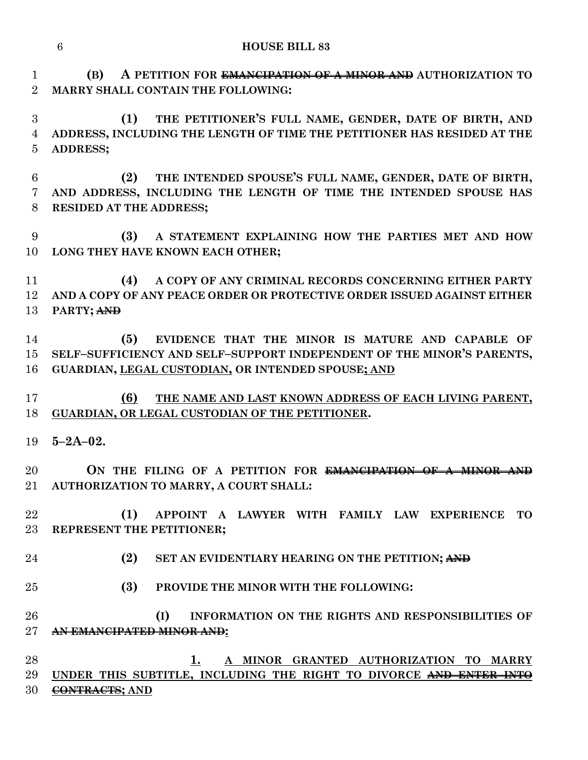**(B) A PETITION FOR ~~EMANCIPATION OF A MINOR AND~~ AUTHORIZATION TO MARRY SHALL CONTAIN THE FOLLOWING:**

**(1) THE PETITIONER'S FULL NAME, GENDER, DATE OF BIRTH, AND ADDRESS, INCLUDING THE LENGTH OF TIME THE PETITIONER HAS RESIDED AT THE ADDRESS;**

**(2) THE INTENDED SPOUSE'S FULL NAME, GENDER, DATE OF BIRTH, AND ADDRESS, INCLUDING THE LENGTH OF TIME THE INTENDED SPOUSE HAS RESIDED AT THE ADDRESS;**

**(3) A STATEMENT EXPLAINING HOW THE PARTIES MET AND HOW LONG THEY HAVE KNOWN EACH OTHER;**

**(4) A COPY OF ANY CRIMINAL RECORDS CONCERNING EITHER PARTY AND A COPY OF ANY PEACE ORDER OR PROTECTIVE ORDER ISSUED AGAINST EITHER PARTY; ~~AND~~**

**(5) EVIDENCE THAT THE MINOR IS MATURE AND CAPABLE OF SELF–SUFFICIENCY AND SELF–SUPPORT INDEPENDENT OF THE MINOR'S PARENTS, GUARDIAN, <u>LEGAL CUSTODIAN,</u> OR INTENDED SPOUSE<u>; AND</u>**

**<u>(6) THE NAME AND LAST KNOWN ADDRESS OF EACH LIVING PARENT, GUARDIAN, OR LEGAL CUSTODIAN OF THE PETITIONER</u>.**

**5–2A–02.**

**ON THE FILING OF A PETITION FOR ~~EMANCIPATION OF A MINOR AND~~ AUTHORIZATION TO MARRY, A COURT SHALL:**

**(1) APPOINT A LAWYER WITH FAMILY LAW EXPERIENCE TO REPRESENT THE PETITIONER;**

**(2) SET AN EVIDENTIARY HEARING ON THE PETITION; ~~AND~~**

**(3) PROVIDE THE MINOR WITH THE FOLLOWING:**

**(I) INFORMATION ON THE RIGHTS AND RESPONSIBILITIES OF ~~AN EMANCIPATED MINOR AND~~<u>:</u>**

**<u>1. A MINOR GRANTED AUTHORIZATION TO MARRY UNDER THIS SUBTITLE, INCLUDING THE RIGHT TO DIVORCE</u> ~~AND ENTER INTO CONTRACTS~~; AND**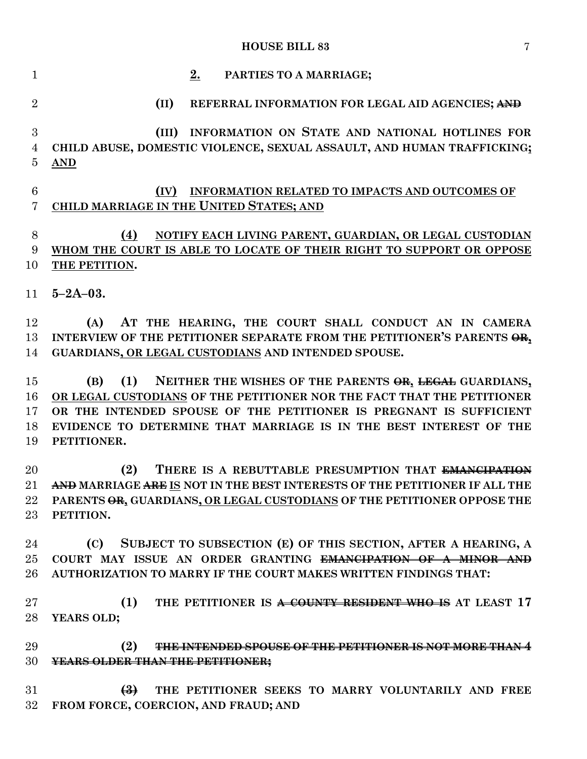**2.** PARTIES TO A MARRIAGE;

(II) REFERRAL INFORMATION FOR LEGAL AID AGENCIES; ~~AND~~

(III) INFORMATION ON STATE AND NATIONAL HOTLINES FOR CHILD ABUSE, DOMESTIC VIOLENCE, SEXUAL ASSAULT, AND HUMAN TRAFFICKING; AND

(IV) INFORMATION RELATED TO IMPACTS AND OUTCOMES OF CHILD MARRIAGE IN THE UNITED STATES; AND

(4) NOTIFY EACH LIVING PARENT, GUARDIAN, OR LEGAL CUSTODIAN WHOM THE COURT IS ABLE TO LOCATE OF THEIR RIGHT TO SUPPORT OR OPPOSE THE PETITION.

**5–2A–03.**

(A) AT THE HEARING, THE COURT SHALL CONDUCT AN IN CAMERA INTERVIEW OF THE PETITIONER SEPARATE FROM THE PETITIONER'S PARENTS ~~OR~~, GUARDIANS, OR LEGAL CUSTODIANS AND INTENDED SPOUSE.

(B) (1) NEITHER THE WISHES OF THE PARENTS ~~OR~~, ~~LEGAL~~ GUARDIANS, OR LEGAL CUSTODIANS OF THE PETITIONER NOR THE FACT THAT THE PETITIONER OR THE INTENDED SPOUSE OF THE PETITIONER IS PREGNANT IS SUFFICIENT EVIDENCE TO DETERMINE THAT MARRIAGE IS IN THE BEST INTEREST OF THE PETITIONER.

(2) THERE IS A REBUTTABLE PRESUMPTION THAT ~~EMANCIPATION AND~~ MARRIAGE ~~ARE~~ IS NOT IN THE BEST INTERESTS OF THE PETITIONER IF ALL THE PARENTS ~~OR~~, GUARDIANS, OR LEGAL CUSTODIANS OF THE PETITIONER OPPOSE THE PETITION.

(C) SUBJECT TO SUBSECTION (E) OF THIS SECTION, AFTER A HEARING, A COURT MAY ISSUE AN ORDER GRANTING ~~EMANCIPATION OF A MINOR AND~~ AUTHORIZATION TO MARRY IF THE COURT MAKES WRITTEN FINDINGS THAT:

(1) THE PETITIONER IS ~~A COUNTY RESIDENT WHO IS~~ AT LEAST 17 YEARS OLD;

(2) ~~THE INTENDED SPOUSE OF THE PETITIONER IS NOT MORE THAN 4 YEARS OLDER THAN THE PETITIONER;~~

~~(3)~~ THE PETITIONER SEEKS TO MARRY VOLUNTARILY AND FREE FROM FORCE, COERCION, AND FRAUD; AND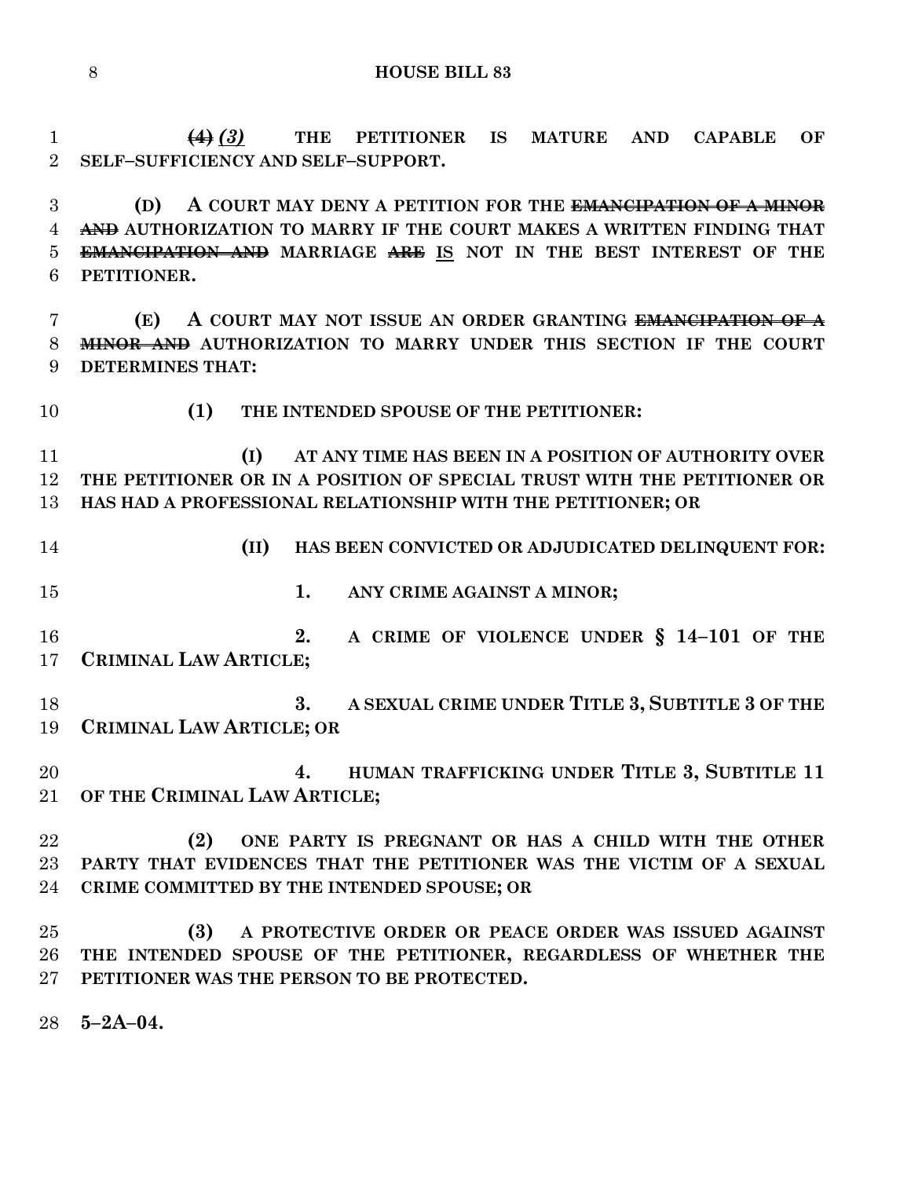~~(4)~~ *(3)* THE PETITIONER IS MATURE AND CAPABLE OF SELF–SUFFICIENCY AND SELF–SUPPORT.

(D) A COURT MAY DENY A PETITION FOR THE ~~EMANCIPATION OF A MINOR AND~~ AUTHORIZATION TO MARRY IF THE COURT MAKES A WRITTEN FINDING THAT ~~EMANCIPATION AND~~ MARRIAGE ~~ARE~~ IS NOT IN THE BEST INTEREST OF THE PETITIONER.

(E) A COURT MAY NOT ISSUE AN ORDER GRANTING ~~EMANCIPATION OF A MINOR AND~~ AUTHORIZATION TO MARRY UNDER THIS SECTION IF THE COURT DETERMINES THAT:

(1) THE INTENDED SPOUSE OF THE PETITIONER:

(I) AT ANY TIME HAS BEEN IN A POSITION OF AUTHORITY OVER THE PETITIONER OR IN A POSITION OF SPECIAL TRUST WITH THE PETITIONER OR HAS HAD A PROFESSIONAL RELATIONSHIP WITH THE PETITIONER; OR

(II) HAS BEEN CONVICTED OR ADJUDICATED DELINQUENT FOR:

1. ANY CRIME AGAINST A MINOR;

2. A CRIME OF VIOLENCE UNDER § 14–101 OF THE CRIMINAL LAW ARTICLE;

3. A SEXUAL CRIME UNDER TITLE 3, SUBTITLE 3 OF THE CRIMINAL LAW ARTICLE; OR

4. HUMAN TRAFFICKING UNDER TITLE 3, SUBTITLE 11 OF THE CRIMINAL LAW ARTICLE;

(2) ONE PARTY IS PREGNANT OR HAS A CHILD WITH THE OTHER PARTY THAT EVIDENCES THAT THE PETITIONER WAS THE VICTIM OF A SEXUAL CRIME COMMITTED BY THE INTENDED SPOUSE; OR

(3) A PROTECTIVE ORDER OR PEACE ORDER WAS ISSUED AGAINST THE INTENDED SPOUSE OF THE PETITIONER, REGARDLESS OF WHETHER THE PETITIONER WAS THE PERSON TO BE PROTECTED.

5–2A–04.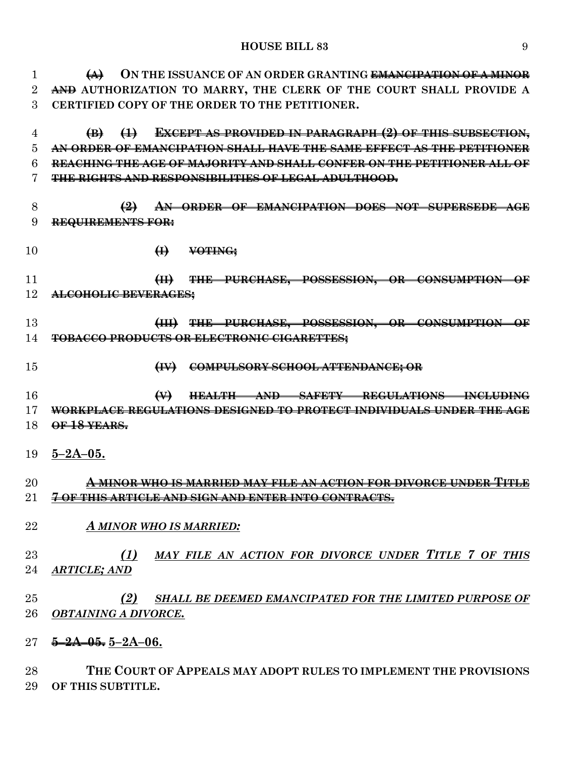**~~(A)~~ ON THE ISSUANCE OF AN ORDER GRANTING ~~EMANCIPATION OF A MINOR AND~~ AUTHORIZATION TO MARRY, THE CLERK OF THE COURT SHALL PROVIDE A CERTIFIED COPY OF THE ORDER TO THE PETITIONER.**

**~~(B) (1) EXCEPT AS PROVIDED IN PARAGRAPH (2) OF THIS SUBSECTION, AN ORDER OF EMANCIPATION SHALL HAVE THE SAME EFFECT AS THE PETITIONER REACHING THE AGE OF MAJORITY AND SHALL CONFER ON THE PETITIONER ALL OF THE RIGHTS AND RESPONSIBILITIES OF LEGAL ADULTHOOD.~~**

**~~(2) AN ORDER OF EMANCIPATION DOES NOT SUPERSEDE AGE REQUIREMENTS FOR:~~**

**~~(I) VOTING;~~**

**~~(II) THE PURCHASE, POSSESSION, OR CONSUMPTION OF ALCOHOLIC BEVERAGES;~~**

**~~(III) THE PURCHASE, POSSESSION, OR CONSUMPTION OF TOBACCO PRODUCTS OR ELECTRONIC CIGARETTES;~~**

**~~(IV) COMPULSORY SCHOOL ATTENDANCE; OR~~**

**~~(V) HEALTH AND SAFETY REGULATIONS INCLUDING WORKPLACE REGULATIONS DESIGNED TO PROTECT INDIVIDUALS UNDER THE AGE OF 18 YEARS.~~**

**5–2A–05.**

**~~A MINOR WHO IS MARRIED MAY FILE AN ACTION FOR DIVORCE UNDER TITLE 7 OF THIS ARTICLE AND SIGN AND ENTER INTO CONTRACTS.~~**

***A MINOR WHO IS MARRIED:***

***(1) MAY FILE AN ACTION FOR DIVORCE UNDER TITLE 7 OF THIS ARTICLE; AND***

***(2) SHALL BE DEEMED EMANCIPATED FOR THE LIMITED PURPOSE OF OBTAINING A DIVORCE.***

**~~5–2A–05.~~ 5–2A–06.**

**THE COURT OF APPEALS MAY ADOPT RULES TO IMPLEMENT THE PROVISIONS OF THIS SUBTITLE.**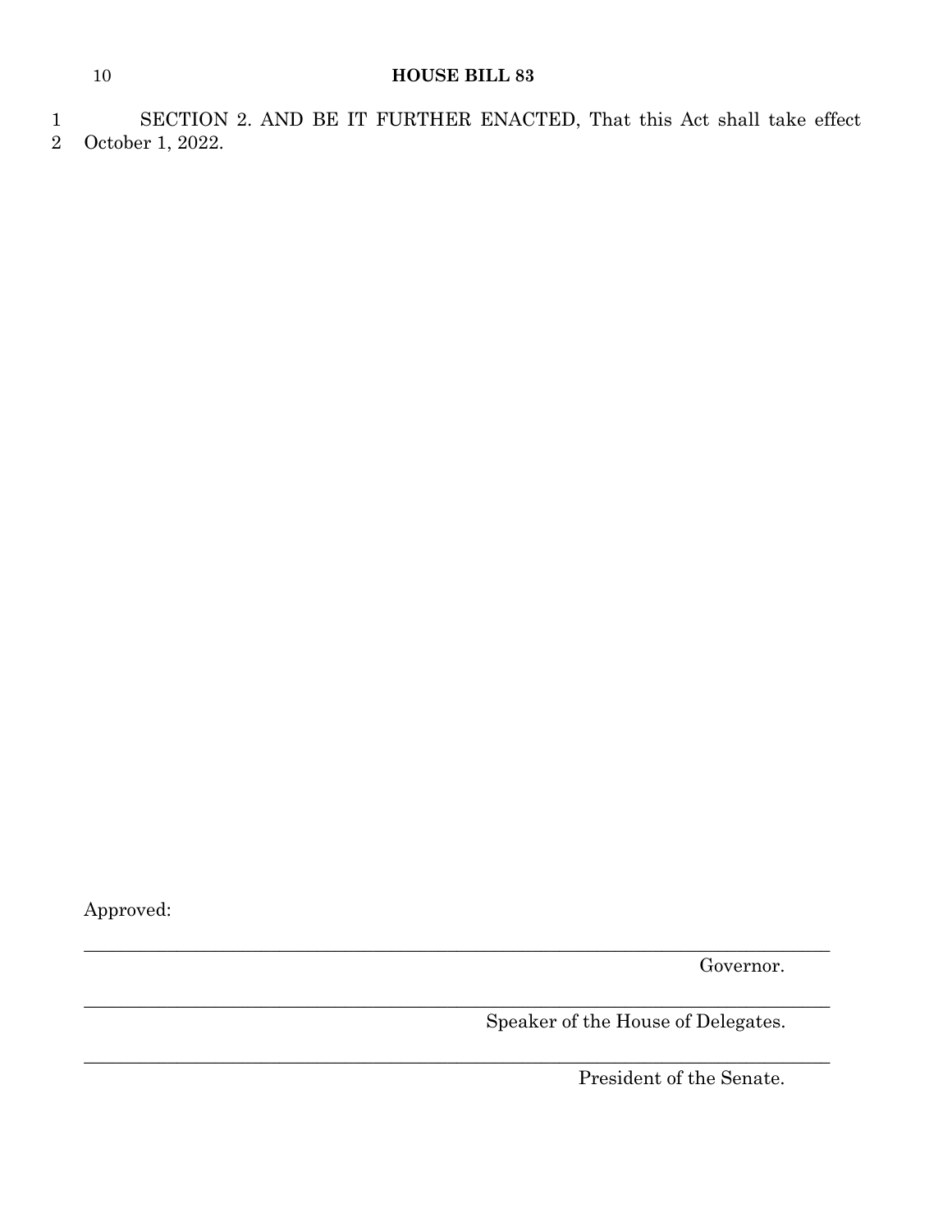SECTION 2. AND BE IT FURTHER ENACTED, That this Act shall take effect October 1, 2022.

Approved:

\_\_\_\_\_\_\_\_\_\_\_\_\_\_\_\_\_\_\_\_\_\_\_\_\_\_\_\_\_\_\_\_\_\_\_\_\_\_\_\_\_\_\_\_\_\_\_\_\_\_\_\_\_\_\_\_\_\_\_\_\_\_\_\_\_\_\_\_\_\_\_\_\_\_

Governor.

\_\_\_\_\_\_\_\_\_\_\_\_\_\_\_\_\_\_\_\_\_\_\_\_\_\_\_\_\_\_\_\_\_\_\_\_\_\_\_\_\_\_\_\_\_\_\_\_\_\_\_\_\_\_\_\_\_\_\_\_\_\_\_\_\_\_\_\_\_\_\_\_\_\_

Speaker of the House of Delegates.

\_\_\_\_\_\_\_\_\_\_\_\_\_\_\_\_\_\_\_\_\_\_\_\_\_\_\_\_\_\_\_\_\_\_\_\_\_\_\_\_\_\_\_\_\_\_\_\_\_\_\_\_\_\_\_\_\_\_\_\_\_\_\_\_\_\_\_\_\_\_\_\_\_\_

President of the Senate.